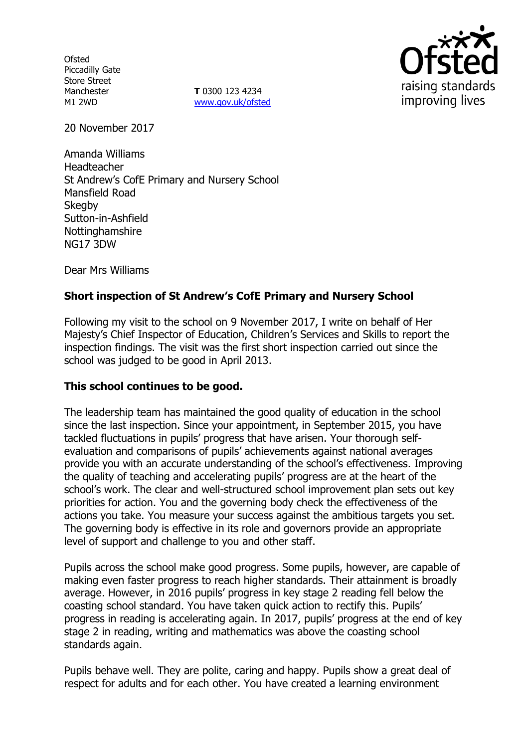Ofsted
Piccadilly Gate
Store Street
Manchester
M1 2WD

**T** 0300 123 4234
www.gov.uk/ofsted

20 November 2017

Amanda Williams
Headteacher
St Andrew's CofE Primary and Nursery School
Mansfield Road
Skegby
Sutton-in-Ashfield
Nottinghamshire
NG17 3DW

Dear Mrs Williams

**Short inspection of St Andrew's CofE Primary and Nursery School**

Following my visit to the school on 9 November 2017, I write on behalf of Her Majesty's Chief Inspector of Education, Children's Services and Skills to report the inspection findings. The visit was the first short inspection carried out since the school was judged to be good in April 2013.

**This school continues to be good.**

The leadership team has maintained the good quality of education in the school since the last inspection. Since your appointment, in September 2015, you have tackled fluctuations in pupils' progress that have arisen. Your thorough self-evaluation and comparisons of pupils' achievements against national averages provide you with an accurate understanding of the school's effectiveness. Improving the quality of teaching and accelerating pupils' progress are at the heart of the school's work. The clear and well-structured school improvement plan sets out key priorities for action. You and the governing body check the effectiveness of the actions you take. You measure your success against the ambitious targets you set. The governing body is effective in its role and governors provide an appropriate level of support and challenge to you and other staff.

Pupils across the school make good progress. Some pupils, however, are capable of making even faster progress to reach higher standards. Their attainment is broadly average. However, in 2016 pupils' progress in key stage 2 reading fell below the coasting school standard. You have taken quick action to rectify this. Pupils' progress in reading is accelerating again. In 2017, pupils' progress at the end of key stage 2 in reading, writing and mathematics was above the coasting school standards again.

Pupils behave well. They are polite, caring and happy. Pupils show a great deal of respect for adults and for each other. You have created a learning environment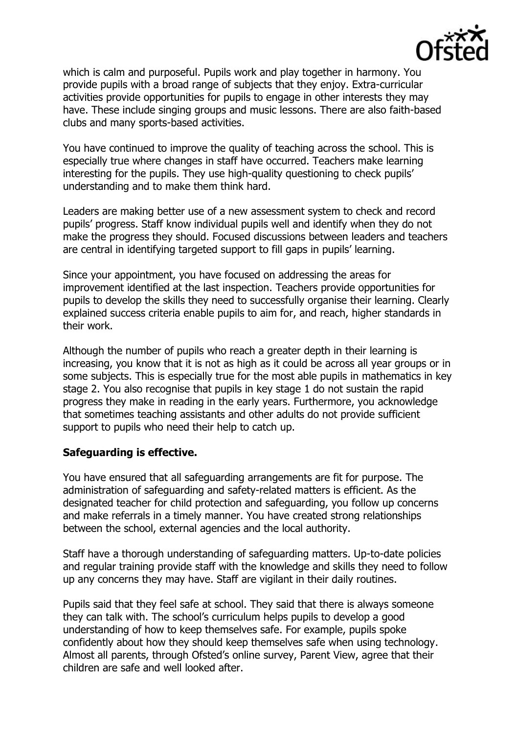which is calm and purposeful. Pupils work and play together in harmony. You provide pupils with a broad range of subjects that they enjoy. Extra-curricular activities provide opportunities for pupils to engage in other interests they may have. These include singing groups and music lessons. There are also faith-based clubs and many sports-based activities.

You have continued to improve the quality of teaching across the school. This is especially true where changes in staff have occurred. Teachers make learning interesting for the pupils. They use high-quality questioning to check pupils' understanding and to make them think hard.

Leaders are making better use of a new assessment system to check and record pupils' progress. Staff know individual pupils well and identify when they do not make the progress they should. Focused discussions between leaders and teachers are central in identifying targeted support to fill gaps in pupils' learning.

Since your appointment, you have focused on addressing the areas for improvement identified at the last inspection. Teachers provide opportunities for pupils to develop the skills they need to successfully organise their learning. Clearly explained success criteria enable pupils to aim for, and reach, higher standards in their work.

Although the number of pupils who reach a greater depth in their learning is increasing, you know that it is not as high as it could be across all year groups or in some subjects. This is especially true for the most able pupils in mathematics in key stage 2. You also recognise that pupils in key stage 1 do not sustain the rapid progress they make in reading in the early years. Furthermore, you acknowledge that sometimes teaching assistants and other adults do not provide sufficient support to pupils who need their help to catch up.

**Safeguarding is effective.**

You have ensured that all safeguarding arrangements are fit for purpose. The administration of safeguarding and safety-related matters is efficient. As the designated teacher for child protection and safeguarding, you follow up concerns and make referrals in a timely manner. You have created strong relationships between the school, external agencies and the local authority.

Staff have a thorough understanding of safeguarding matters. Up-to-date policies and regular training provide staff with the knowledge and skills they need to follow up any concerns they may have. Staff are vigilant in their daily routines.

Pupils said that they feel safe at school. They said that there is always someone they can talk with. The school's curriculum helps pupils to develop a good understanding of how to keep themselves safe. For example, pupils spoke confidently about how they should keep themselves safe when using technology. Almost all parents, through Ofsted's online survey, Parent View, agree that their children are safe and well looked after.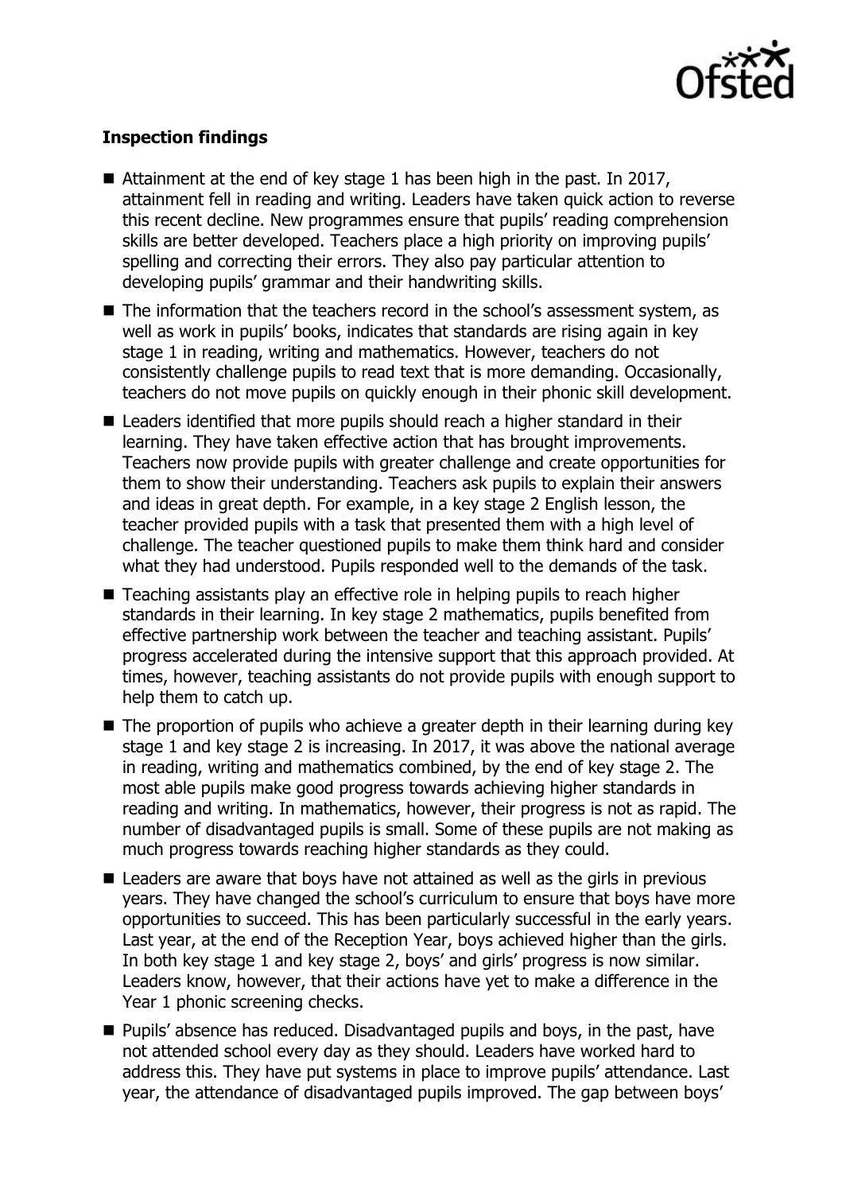**Inspection findings**

- Attainment at the end of key stage 1 has been high in the past. In 2017, attainment fell in reading and writing. Leaders have taken quick action to reverse this recent decline. New programmes ensure that pupils' reading comprehension skills are better developed. Teachers place a high priority on improving pupils' spelling and correcting their errors. They also pay particular attention to developing pupils' grammar and their handwriting skills.
- The information that the teachers record in the school's assessment system, as well as work in pupils' books, indicates that standards are rising again in key stage 1 in reading, writing and mathematics. However, teachers do not consistently challenge pupils to read text that is more demanding. Occasionally, teachers do not move pupils on quickly enough in their phonic skill development.
- Leaders identified that more pupils should reach a higher standard in their learning. They have taken effective action that has brought improvements. Teachers now provide pupils with greater challenge and create opportunities for them to show their understanding. Teachers ask pupils to explain their answers and ideas in great depth. For example, in a key stage 2 English lesson, the teacher provided pupils with a task that presented them with a high level of challenge. The teacher questioned pupils to make them think hard and consider what they had understood. Pupils responded well to the demands of the task.
- Teaching assistants play an effective role in helping pupils to reach higher standards in their learning. In key stage 2 mathematics, pupils benefited from effective partnership work between the teacher and teaching assistant. Pupils' progress accelerated during the intensive support that this approach provided. At times, however, teaching assistants do not provide pupils with enough support to help them to catch up.
- The proportion of pupils who achieve a greater depth in their learning during key stage 1 and key stage 2 is increasing. In 2017, it was above the national average in reading, writing and mathematics combined, by the end of key stage 2. The most able pupils make good progress towards achieving higher standards in reading and writing. In mathematics, however, their progress is not as rapid. The number of disadvantaged pupils is small. Some of these pupils are not making as much progress towards reaching higher standards as they could.
- Leaders are aware that boys have not attained as well as the girls in previous years. They have changed the school's curriculum to ensure that boys have more opportunities to succeed. This has been particularly successful in the early years. Last year, at the end of the Reception Year, boys achieved higher than the girls. In both key stage 1 and key stage 2, boys' and girls' progress is now similar. Leaders know, however, that their actions have yet to make a difference in the Year 1 phonic screening checks.
- Pupils' absence has reduced. Disadvantaged pupils and boys, in the past, have not attended school every day as they should. Leaders have worked hard to address this. They have put systems in place to improve pupils' attendance. Last year, the attendance of disadvantaged pupils improved. The gap between boys'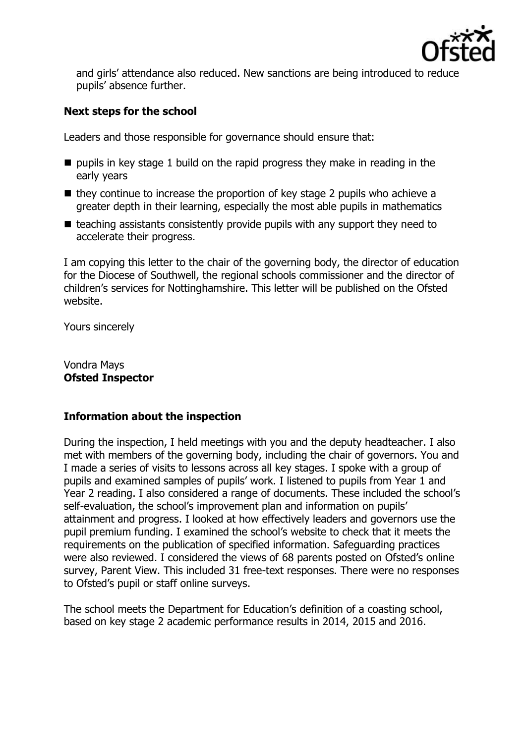and girls' attendance also reduced. New sanctions are being introduced to reduce pupils' absence further.

### Next steps for the school

Leaders and those responsible for governance should ensure that:

- pupils in key stage 1 build on the rapid progress they make in reading in the early years
- they continue to increase the proportion of key stage 2 pupils who achieve a greater depth in their learning, especially the most able pupils in mathematics
- teaching assistants consistently provide pupils with any support they need to accelerate their progress.

I am copying this letter to the chair of the governing body, the director of education for the Diocese of Southwell, the regional schools commissioner and the director of children's services for Nottinghamshire. This letter will be published on the Ofsted website.

Yours sincerely

Vondra Mays
**Ofsted Inspector**

### Information about the inspection

During the inspection, I held meetings with you and the deputy headteacher. I also met with members of the governing body, including the chair of governors. You and I made a series of visits to lessons across all key stages. I spoke with a group of pupils and examined samples of pupils' work. I listened to pupils from Year 1 and Year 2 reading. I also considered a range of documents. These included the school's self-evaluation, the school's improvement plan and information on pupils' attainment and progress. I looked at how effectively leaders and governors use the pupil premium funding. I examined the school's website to check that it meets the requirements on the publication of specified information. Safeguarding practices were also reviewed. I considered the views of 68 parents posted on Ofsted's online survey, Parent View. This included 31 free-text responses. There were no responses to Ofsted's pupil or staff online surveys.

The school meets the Department for Education's definition of a coasting school, based on key stage 2 academic performance results in 2014, 2015 and 2016.